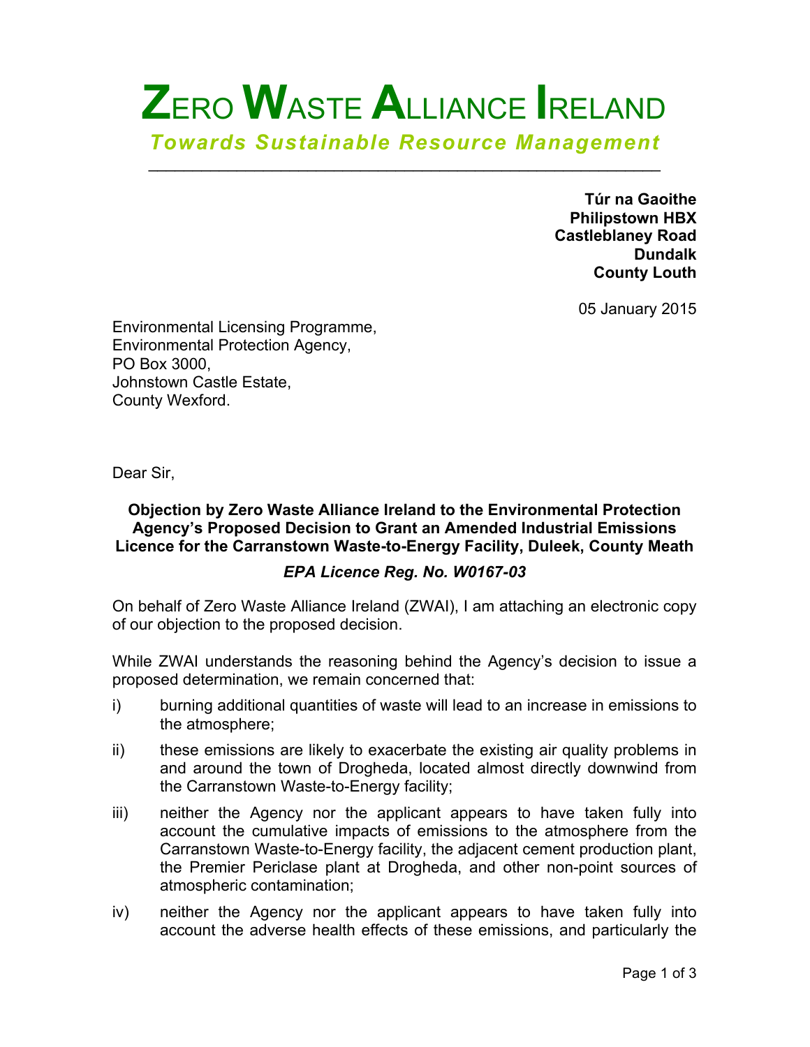# ZERO WASTE ALLIANCE IRELAND

***Towards Sustainable Resource Management***

---

**Túr na Gaoithe**
**Philipstown HBX**
**Castleblaney Road**
**Dundalk**
**County Louth**

05 January 2015

Environmental Licensing Programme,
Environmental Protection Agency,
PO Box 3000,
Johnstown Castle Estate,
County Wexford.

Dear Sir,

**Objection by Zero Waste Alliance Ireland to the Environmental Protection Agency's Proposed Decision to Grant an Amended Industrial Emissions Licence for the Carranstown Waste-to-Energy Facility, Duleek, County Meath**

***EPA Licence Reg. No. W0167-03***

On behalf of Zero Waste Alliance Ireland (ZWAI), I am attaching an electronic copy of our objection to the proposed decision.

While ZWAI understands the reasoning behind the Agency's decision to issue a proposed determination, we remain concerned that:

i) burning additional quantities of waste will lead to an increase in emissions to the atmosphere;

ii) these emissions are likely to exacerbate the existing air quality problems in and around the town of Drogheda, located almost directly downwind from the Carranstown Waste-to-Energy facility;

iii) neither the Agency nor the applicant appears to have taken fully into account the cumulative impacts of emissions to the atmosphere from the Carranstown Waste-to-Energy facility, the adjacent cement production plant, the Premier Periclase plant at Drogheda, and other non-point sources of atmospheric contamination;

iv) neither the Agency nor the applicant appears to have taken fully into account the adverse health effects of these emissions, and particularly the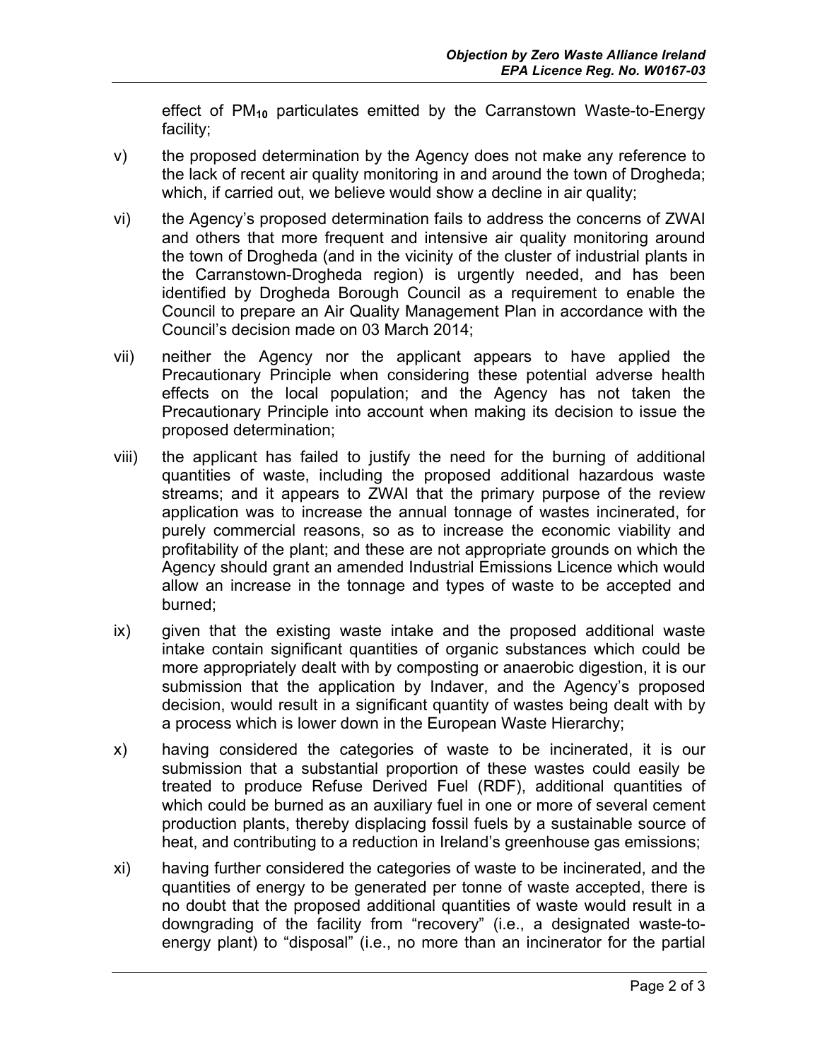effect of $PM_{10}$ particulates emitted by the Carranstown Waste-to-Energy facility;

v) the proposed determination by the Agency does not make any reference to the lack of recent air quality monitoring in and around the town of Drogheda; which, if carried out, we believe would show a decline in air quality;

vi) the Agency's proposed determination fails to address the concerns of ZWAI and others that more frequent and intensive air quality monitoring around the town of Drogheda (and in the vicinity of the cluster of industrial plants in the Carranstown-Drogheda region) is urgently needed, and has been identified by Drogheda Borough Council as a requirement to enable the Council to prepare an Air Quality Management Plan in accordance with the Council's decision made on 03 March 2014;

vii) neither the Agency nor the applicant appears to have applied the Precautionary Principle when considering these potential adverse health effects on the local population; and the Agency has not taken the Precautionary Principle into account when making its decision to issue the proposed determination;

viii) the applicant has failed to justify the need for the burning of additional quantities of waste, including the proposed additional hazardous waste streams; and it appears to ZWAI that the primary purpose of the review application was to increase the annual tonnage of wastes incinerated, for purely commercial reasons, so as to increase the economic viability and profitability of the plant; and these are not appropriate grounds on which the Agency should grant an amended Industrial Emissions Licence which would allow an increase in the tonnage and types of waste to be accepted and burned;

ix) given that the existing waste intake and the proposed additional waste intake contain significant quantities of organic substances which could be more appropriately dealt with by composting or anaerobic digestion, it is our submission that the application by Indaver, and the Agency's proposed decision, would result in a significant quantity of wastes being dealt with by a process which is lower down in the European Waste Hierarchy;

x) having considered the categories of waste to be incinerated, it is our submission that a substantial proportion of these wastes could easily be treated to produce Refuse Derived Fuel (RDF), additional quantities of which could be burned as an auxiliary fuel in one or more of several cement production plants, thereby displacing fossil fuels by a sustainable source of heat, and contributing to a reduction in Ireland's greenhouse gas emissions;

xi) having further considered the categories of waste to be incinerated, and the quantities of energy to be generated per tonne of waste accepted, there is no doubt that the proposed additional quantities of waste would result in a downgrading of the facility from "recovery" (i.e., a designated waste-to-energy plant) to "disposal" (i.e., no more than an incinerator for the partial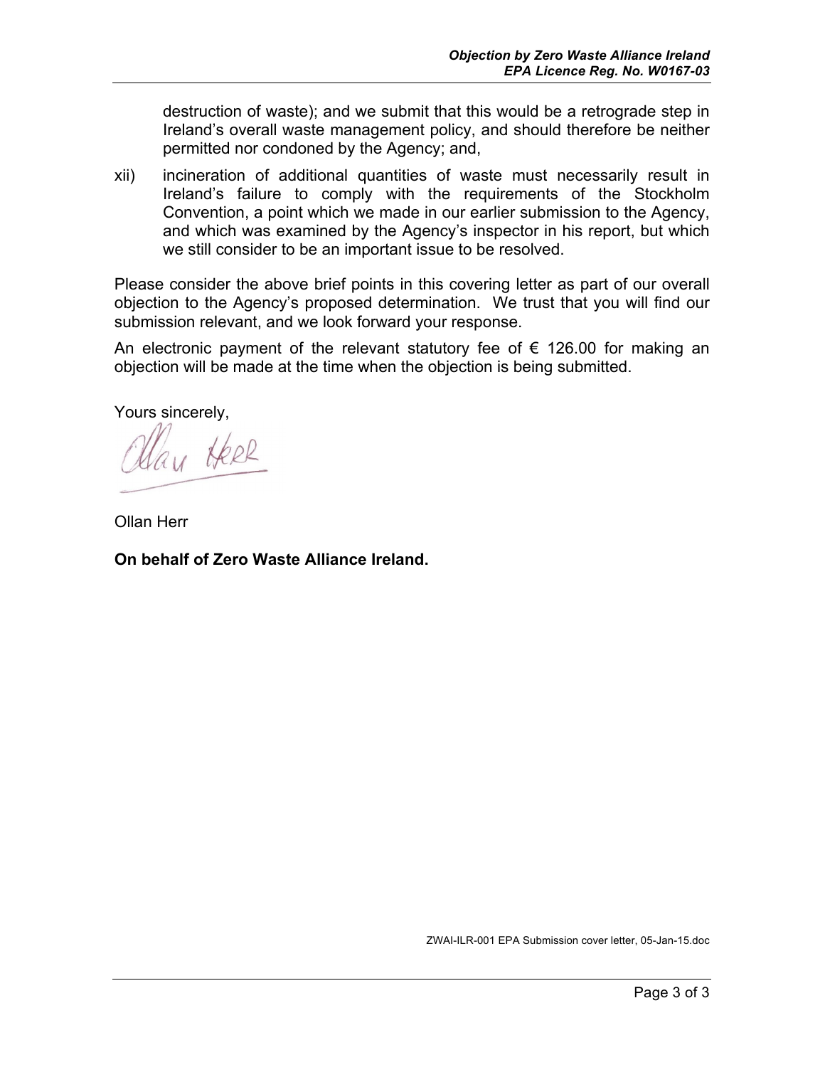destruction of waste); and we submit that this would be a retrograde step in Ireland's overall waste management policy, and should therefore be neither permitted nor condoned by the Agency; and,

xii) incineration of additional quantities of waste must necessarily result in Ireland's failure to comply with the requirements of the Stockholm Convention, a point which we made in our earlier submission to the Agency, and which was examined by the Agency's inspector in his report, but which we still consider to be an important issue to be resolved.

Please consider the above brief points in this covering letter as part of our overall objection to the Agency's proposed determination. We trust that you will find our submission relevant, and we look forward your response.

An electronic payment of the relevant statutory fee of € 126.00 for making an objection will be made at the time when the objection is being submitted.

Yours sincerely,

Ollan Herr

**On behalf of Zero Waste Alliance Ireland.**

ZWAI-ILR-001 EPA Submission cover letter, 05-Jan-15.doc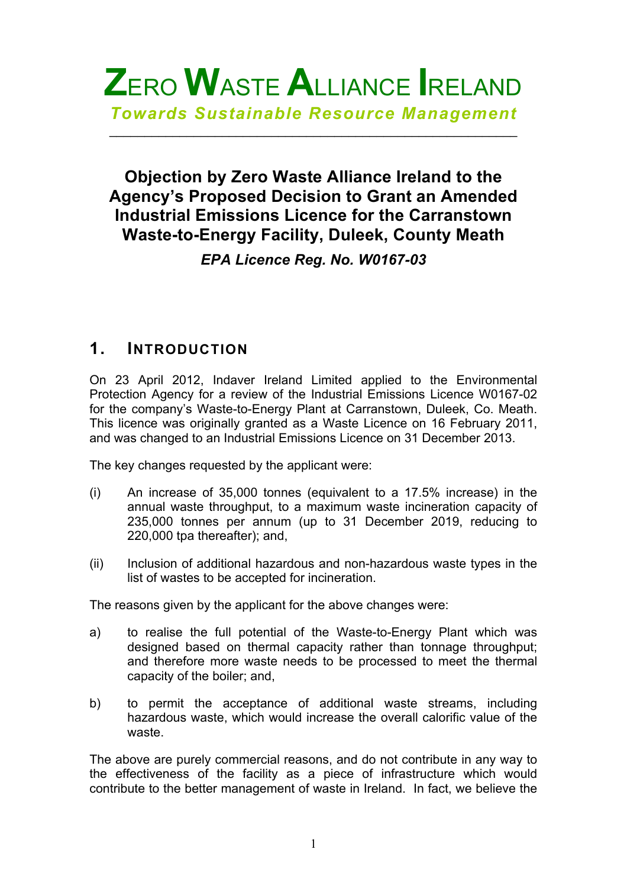# ZERO WASTE ALLIANCE IRELAND

*Towards Sustainable Resource Management*

---

## Objection by Zero Waste Alliance Ireland to the Agency's Proposed Decision to Grant an Amended Industrial Emissions Licence for the Carranstown Waste-to-Energy Facility, Duleek, County Meath

***EPA Licence Reg. No. W0167-03***

## 1. INTRODUCTION

On 23 April 2012, Indaver Ireland Limited applied to the Environmental Protection Agency for a review of the Industrial Emissions Licence W0167-02 for the company's Waste-to-Energy Plant at Carranstown, Duleek, Co. Meath. This licence was originally granted as a Waste Licence on 16 February 2011, and was changed to an Industrial Emissions Licence on 31 December 2013.

The key changes requested by the applicant were:

(i) An increase of 35,000 tonnes (equivalent to a 17.5% increase) in the annual waste throughput, to a maximum waste incineration capacity of 235,000 tonnes per annum (up to 31 December 2019, reducing to 220,000 tpa thereafter); and,

(ii) Inclusion of additional hazardous and non-hazardous waste types in the list of wastes to be accepted for incineration.

The reasons given by the applicant for the above changes were:

a) to realise the full potential of the Waste-to-Energy Plant which was designed based on thermal capacity rather than tonnage throughput; and therefore more waste needs to be processed to meet the thermal capacity of the boiler; and,

b) to permit the acceptance of additional waste streams, including hazardous waste, which would increase the overall calorific value of the waste.

The above are purely commercial reasons, and do not contribute in any way to the effectiveness of the facility as a piece of infrastructure which would contribute to the better management of waste in Ireland. In fact, we believe the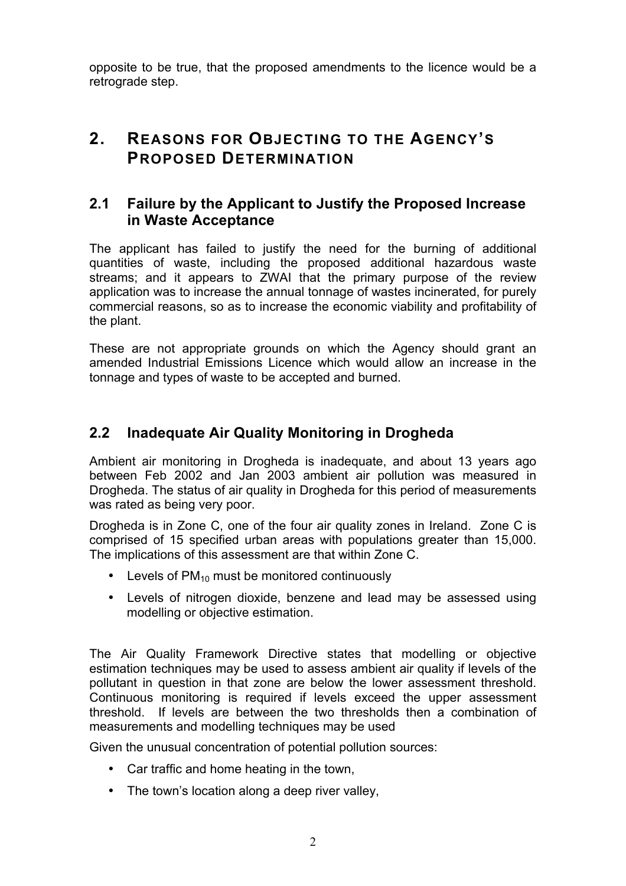opposite to be true, that the proposed amendments to the licence would be a retrograde step.

# 2. Reasons for Objecting to the Agency's Proposed Determination

## 2.1 Failure by the Applicant to Justify the Proposed Increase in Waste Acceptance

The applicant has failed to justify the need for the burning of additional quantities of waste, including the proposed additional hazardous waste streams; and it appears to ZWAI that the primary purpose of the review application was to increase the annual tonnage of wastes incinerated, for purely commercial reasons, so as to increase the economic viability and profitability of the plant.

These are not appropriate grounds on which the Agency should grant an amended Industrial Emissions Licence which would allow an increase in the tonnage and types of waste to be accepted and burned.

## 2.2 Inadequate Air Quality Monitoring in Drogheda

Ambient air monitoring in Drogheda is inadequate, and about 13 years ago between Feb 2002 and Jan 2003 ambient air pollution was measured in Drogheda. The status of air quality in Drogheda for this period of measurements was rated as being very poor.

Drogheda is in Zone C, one of the four air quality zones in Ireland. Zone C is comprised of 15 specified urban areas with populations greater than 15,000. The implications of this assessment are that within Zone C.

- Levels of $PM_{10}$ must be monitored continuously
- Levels of nitrogen dioxide, benzene and lead may be assessed using modelling or objective estimation.

The Air Quality Framework Directive states that modelling or objective estimation techniques may be used to assess ambient air quality if levels of the pollutant in question in that zone are below the lower assessment threshold. Continuous monitoring is required if levels exceed the upper assessment threshold. If levels are between the two thresholds then a combination of measurements and modelling techniques may be used

Given the unusual concentration of potential pollution sources:

- Car traffic and home heating in the town,
- The town's location along a deep river valley,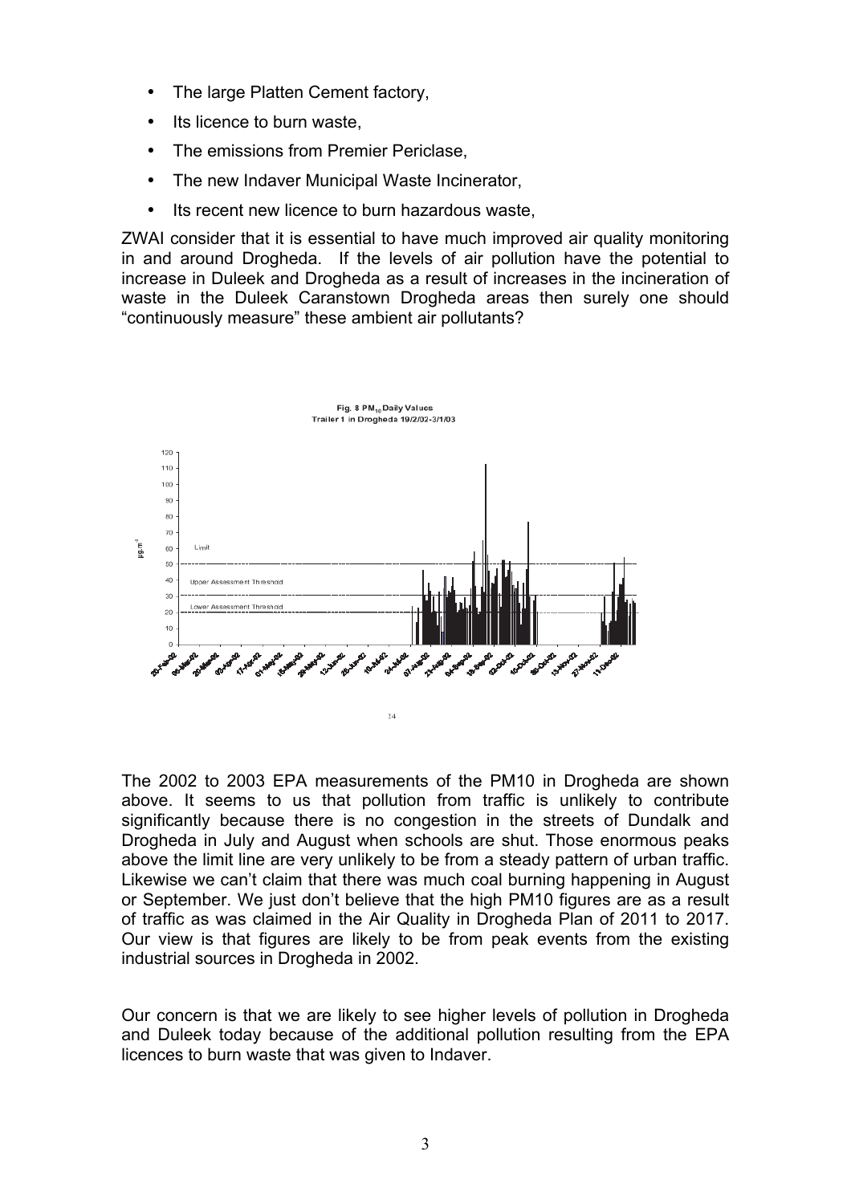- The large Platten Cement factory,
- Its licence to burn waste,
- The emissions from Premier Periclase,
- The new Indaver Municipal Waste Incinerator,
- Its recent new licence to burn hazardous waste,

ZWAI consider that it is essential to have much improved air quality monitoring in and around Drogheda. If the levels of air pollution have the potential to increase in Duleek and Drogheda as a result of increases in the incineration of waste in the Duleek Caranstown Drogheda areas then surely one should "continuously measure" these ambient air pollutants?

Fig. 8 $PM_{10}$ Daily Values Trailer 1 in Drogheda 19/2/02-3/1/03

The 2002 to 2003 EPA measurements of the PM10 in Drogheda are shown above. It seems to us that pollution from traffic is unlikely to contribute significantly because there is no congestion in the streets of Dundalk and Drogheda in July and August when schools are shut. Those enormous peaks above the limit line are very unlikely to be from a steady pattern of urban traffic. Likewise we can't claim that there was much coal burning happening in August or September. We just don't believe that the high PM10 figures are as a result of traffic as was claimed in the Air Quality in Drogheda Plan of 2011 to 2017. Our view is that figures are likely to be from peak events from the existing industrial sources in Drogheda in 2002.

Our concern is that we are likely to see higher levels of pollution in Drogheda and Duleek today because of the additional pollution resulting from the EPA licences to burn waste that was given to Indaver.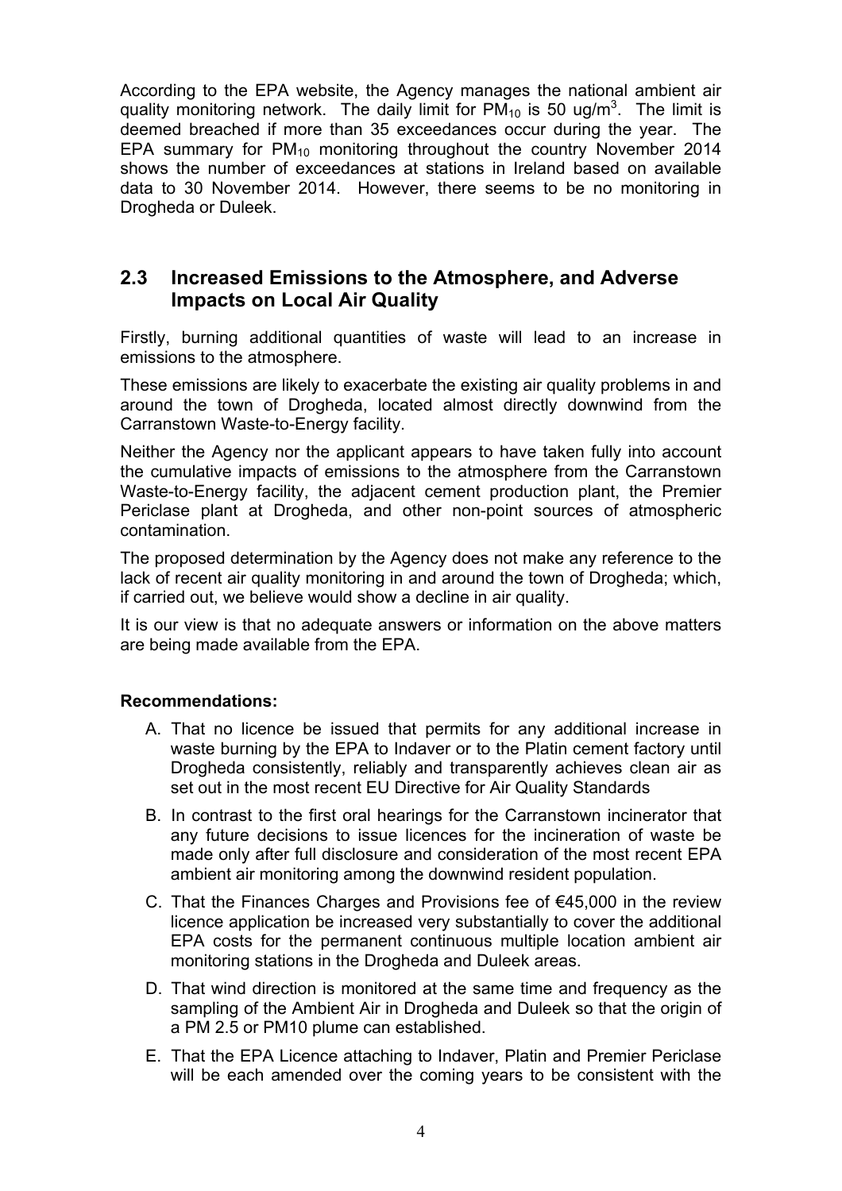According to the EPA website, the Agency manages the national ambient air quality monitoring network. The daily limit for $PM_{10}$ is 50 $ug/m^3$. The limit is deemed breached if more than 35 exceedances occur during the year. The EPA summary for $PM_{10}$ monitoring throughout the country November 2014 shows the number of exceedances at stations in Ireland based on available data to 30 November 2014. However, there seems to be no monitoring in Drogheda or Duleek.

## 2.3 Increased Emissions to the Atmosphere, and Adverse Impacts on Local Air Quality

Firstly, burning additional quantities of waste will lead to an increase in emissions to the atmosphere.

These emissions are likely to exacerbate the existing air quality problems in and around the town of Drogheda, located almost directly downwind from the Carranstown Waste-to-Energy facility.

Neither the Agency nor the applicant appears to have taken fully into account the cumulative impacts of emissions to the atmosphere from the Carranstown Waste-to-Energy facility, the adjacent cement production plant, the Premier Periclase plant at Drogheda, and other non-point sources of atmospheric contamination.

The proposed determination by the Agency does not make any reference to the lack of recent air quality monitoring in and around the town of Drogheda; which, if carried out, we believe would show a decline in air quality.

It is our view is that no adequate answers or information on the above matters are being made available from the EPA.

**Recommendations:**

A. That no licence be issued that permits for any additional increase in waste burning by the EPA to Indaver or to the Platin cement factory until Drogheda consistently, reliably and transparently achieves clean air as set out in the most recent EU Directive for Air Quality Standards

B. In contrast to the first oral hearings for the Carranstown incinerator that any future decisions to issue licences for the incineration of waste be made only after full disclosure and consideration of the most recent EPA ambient air monitoring among the downwind resident population.

C. That the Finances Charges and Provisions fee of €45,000 in the review licence application be increased very substantially to cover the additional EPA costs for the permanent continuous multiple location ambient air monitoring stations in the Drogheda and Duleek areas.

D. That wind direction is monitored at the same time and frequency as the sampling of the Ambient Air in Drogheda and Duleek so that the origin of a PM 2.5 or PM10 plume can established.

E. That the EPA Licence attaching to Indaver, Platin and Premier Periclase will be each amended over the coming years to be consistent with the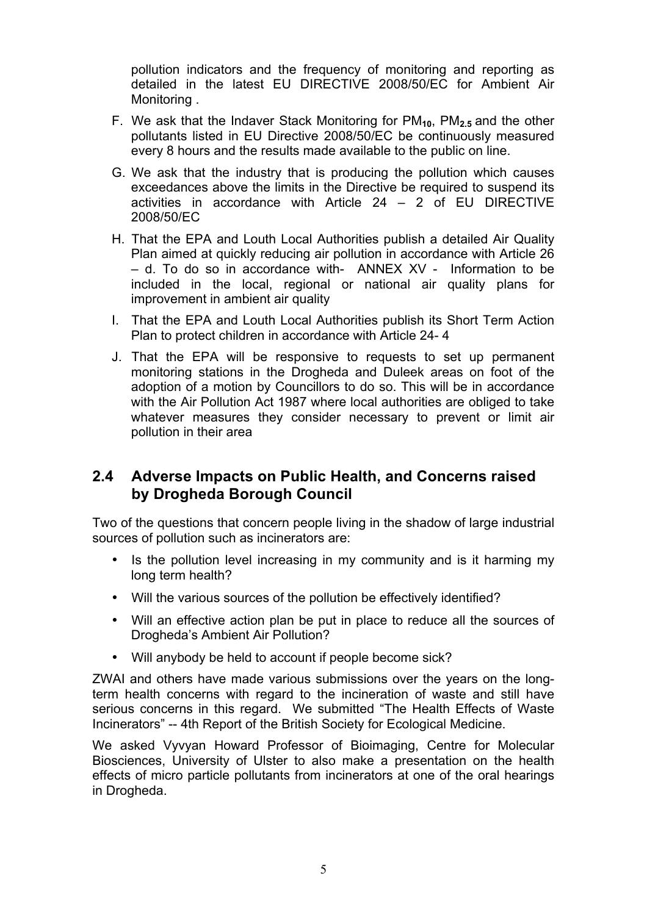pollution indicators and the frequency of monitoring and reporting as detailed in the latest EU DIRECTIVE 2008/50/EC for Ambient Air Monitoring .

F. We ask that the Indaver Stack Monitoring for $PM_{10}$, $PM_{2.5}$ and the other pollutants listed in EU Directive 2008/50/EC be continuously measured every 8 hours and the results made available to the public on line.

G. We ask that the industry that is producing the pollution which causes exceedances above the limits in the Directive be required to suspend its activities in accordance with Article 24 – 2 of EU DIRECTIVE 2008/50/EC

H. That the EPA and Louth Local Authorities publish a detailed Air Quality Plan aimed at quickly reducing air pollution in accordance with Article 26 – d. To do so in accordance with- ANNEX XV - Information to be included in the local, regional or national air quality plans for improvement in ambient air quality

I. That the EPA and Louth Local Authorities publish its Short Term Action Plan to protect children in accordance with Article 24- 4

J. That the EPA will be responsive to requests to set up permanent monitoring stations in the Drogheda and Duleek areas on foot of the adoption of a motion by Councillors to do so. This will be in accordance with the Air Pollution Act 1987 where local authorities are obliged to take whatever measures they consider necessary to prevent or limit air pollution in their area

## 2.4 Adverse Impacts on Public Health, and Concerns raised by Drogheda Borough Council

Two of the questions that concern people living in the shadow of large industrial sources of pollution such as incinerators are:

- Is the pollution level increasing in my community and is it harming my long term health?
- Will the various sources of the pollution be effectively identified?
- Will an effective action plan be put in place to reduce all the sources of Drogheda's Ambient Air Pollution?
- Will anybody be held to account if people become sick?

ZWAI and others have made various submissions over the years on the long-term health concerns with regard to the incineration of waste and still have serious concerns in this regard. We submitted "The Health Effects of Waste Incinerators" -- 4th Report of the British Society for Ecological Medicine.

We asked Vyvyan Howard Professor of Bioimaging, Centre for Molecular Biosciences, University of Ulster to also make a presentation on the health effects of micro particle pollutants from incinerators at one of the oral hearings in Drogheda.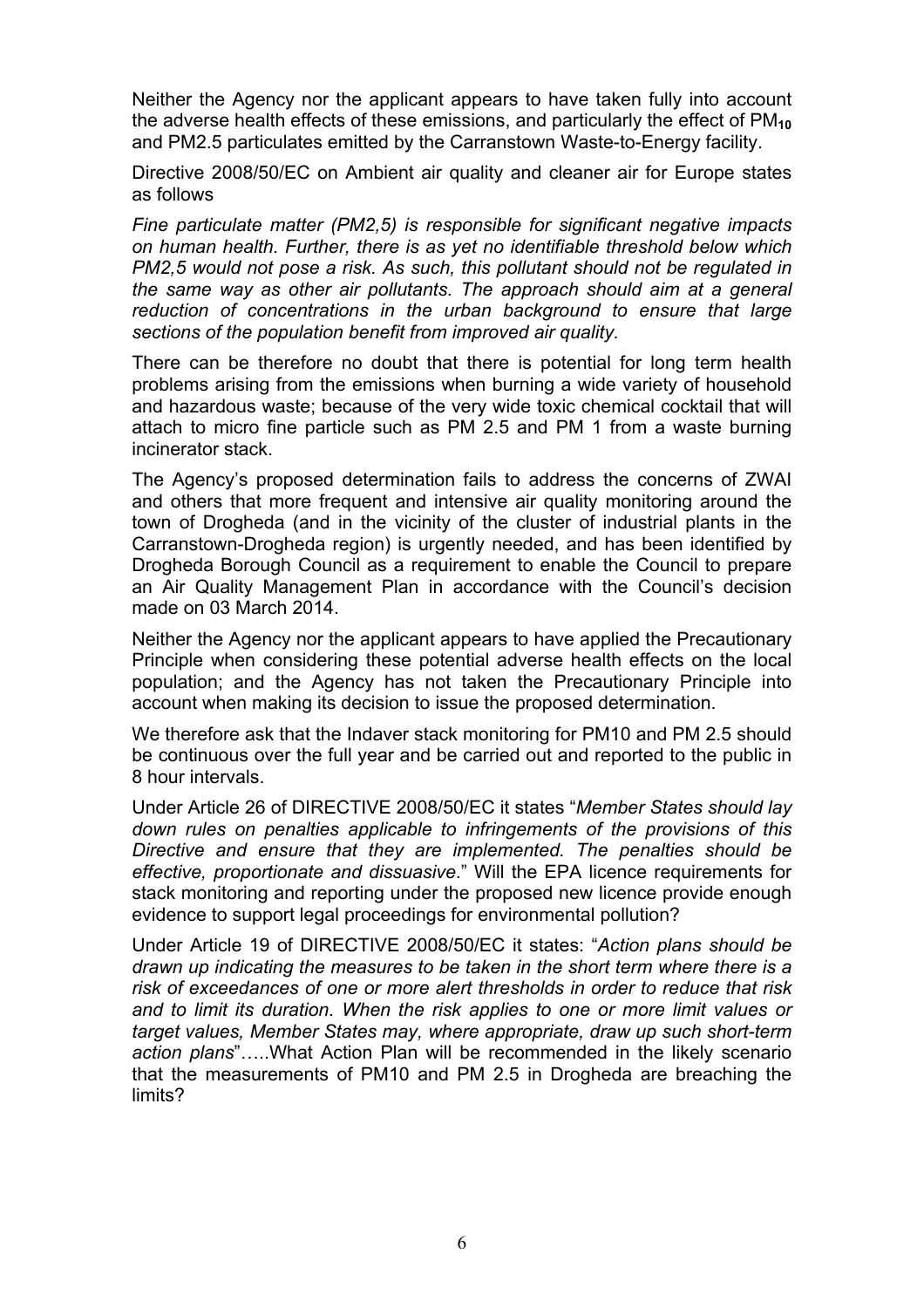Neither the Agency nor the applicant appears to have taken fully into account the adverse health effects of these emissions, and particularly the effect of $PM_{10}$ and PM2.5 particulates emitted by the Carranstown Waste-to-Energy facility.

Directive 2008/50/EC on Ambient air quality and cleaner air for Europe states as follows

*Fine particulate matter (PM2,5) is responsible for significant negative impacts on human health. Further, there is as yet no identifiable threshold below which PM2,5 would not pose a risk. As such, this pollutant should not be regulated in the same way as other air pollutants. The approach should aim at a general reduction of concentrations in the urban background to ensure that large sections of the population benefit from improved air quality.*

There can be therefore no doubt that there is potential for long term health problems arising from the emissions when burning a wide variety of household and hazardous waste; because of the very wide toxic chemical cocktail that will attach to micro fine particle such as PM 2.5 and PM 1 from a waste burning incinerator stack.

The Agency's proposed determination fails to address the concerns of ZWAI and others that more frequent and intensive air quality monitoring around the town of Drogheda (and in the vicinity of the cluster of industrial plants in the Carranstown-Drogheda region) is urgently needed, and has been identified by Drogheda Borough Council as a requirement to enable the Council to prepare an Air Quality Management Plan in accordance with the Council's decision made on 03 March 2014.

Neither the Agency nor the applicant appears to have applied the Precautionary Principle when considering these potential adverse health effects on the local population; and the Agency has not taken the Precautionary Principle into account when making its decision to issue the proposed determination.

We therefore ask that the Indaver stack monitoring for PM10 and PM 2.5 should be continuous over the full year and be carried out and reported to the public in 8 hour intervals.

Under Article 26 of DIRECTIVE 2008/50/EC it states "*Member States should lay down rules on penalties applicable to infringements of the provisions of this Directive and ensure that they are implemented. The penalties should be effective, proportionate and dissuasive*." Will the EPA licence requirements for stack monitoring and reporting under the proposed new licence provide enough evidence to support legal proceedings for environmental pollution?

Under Article 19 of DIRECTIVE 2008/50/EC it states: "*Action plans should be drawn up indicating the measures to be taken in the short term where there is a risk of exceedances of one or more alert thresholds in order to reduce that risk and to limit its duration. When the risk applies to one or more limit values or target values, Member States may, where appropriate, draw up such short-term action plans*"…..What Action Plan will be recommended in the likely scenario that the measurements of PM10 and PM 2.5 in Drogheda are breaching the limits?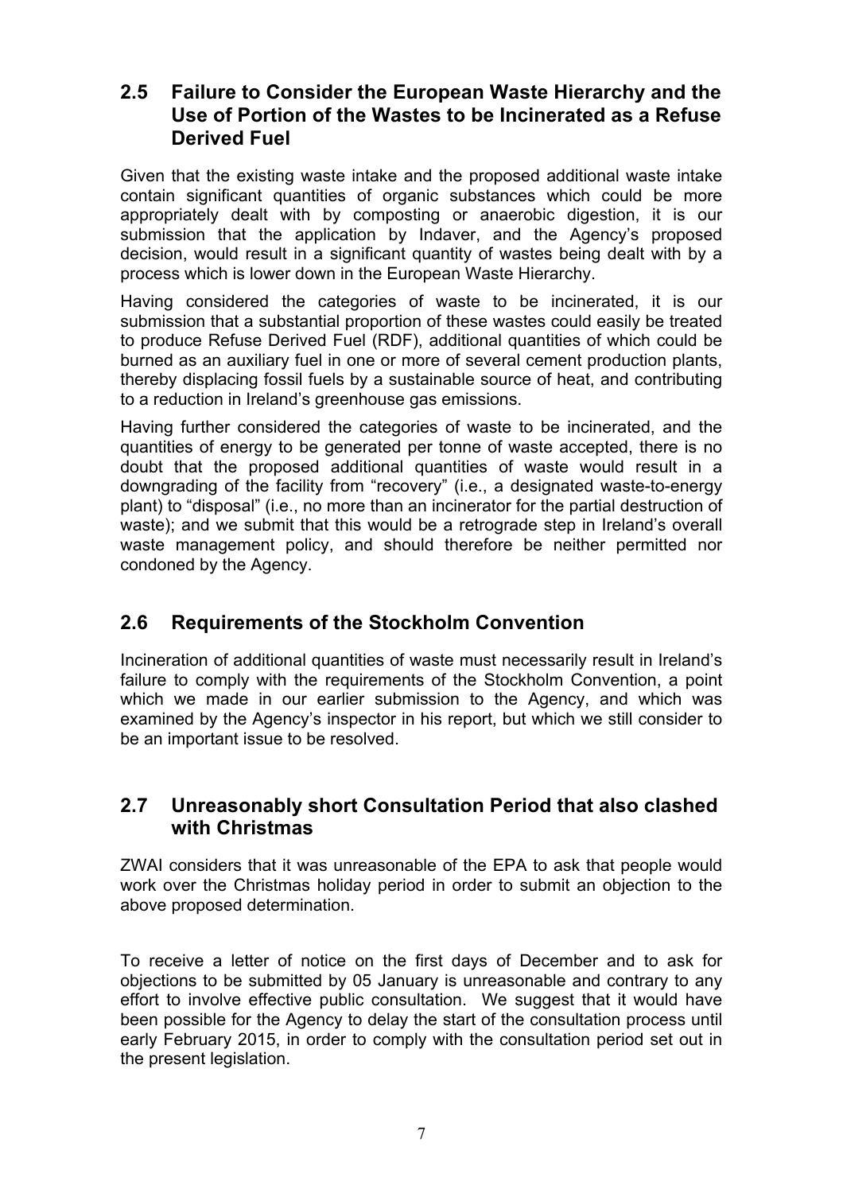## 2.5 Failure to Consider the European Waste Hierarchy and the Use of Portion of the Wastes to be Incinerated as a Refuse Derived Fuel

Given that the existing waste intake and the proposed additional waste intake contain significant quantities of organic substances which could be more appropriately dealt with by composting or anaerobic digestion, it is our submission that the application by Indaver, and the Agency's proposed decision, would result in a significant quantity of wastes being dealt with by a process which is lower down in the European Waste Hierarchy.

Having considered the categories of waste to be incinerated, it is our submission that a substantial proportion of these wastes could easily be treated to produce Refuse Derived Fuel (RDF), additional quantities of which could be burned as an auxiliary fuel in one or more of several cement production plants, thereby displacing fossil fuels by a sustainable source of heat, and contributing to a reduction in Ireland's greenhouse gas emissions.

Having further considered the categories of waste to be incinerated, and the quantities of energy to be generated per tonne of waste accepted, there is no doubt that the proposed additional quantities of waste would result in a downgrading of the facility from "recovery" (i.e., a designated waste-to-energy plant) to "disposal" (i.e., no more than an incinerator for the partial destruction of waste); and we submit that this would be a retrograde step in Ireland's overall waste management policy, and should therefore be neither permitted nor condoned by the Agency.

## 2.6 Requirements of the Stockholm Convention

Incineration of additional quantities of waste must necessarily result in Ireland's failure to comply with the requirements of the Stockholm Convention, a point which we made in our earlier submission to the Agency, and which was examined by the Agency's inspector in his report, but which we still consider to be an important issue to be resolved.

## 2.7 Unreasonably short Consultation Period that also clashed with Christmas

ZWAI considers that it was unreasonable of the EPA to ask that people would work over the Christmas holiday period in order to submit an objection to the above proposed determination.

To receive a letter of notice on the first days of December and to ask for objections to be submitted by 05 January is unreasonable and contrary to any effort to involve effective public consultation. We suggest that it would have been possible for the Agency to delay the start of the consultation process until early February 2015, in order to comply with the consultation period set out in the present legislation.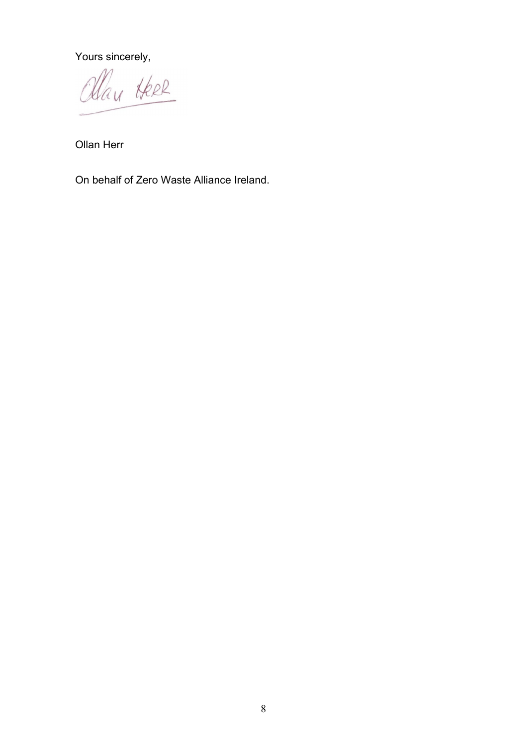Yours sincerely,

Ollan Herr

On behalf of Zero Waste Alliance Ireland.